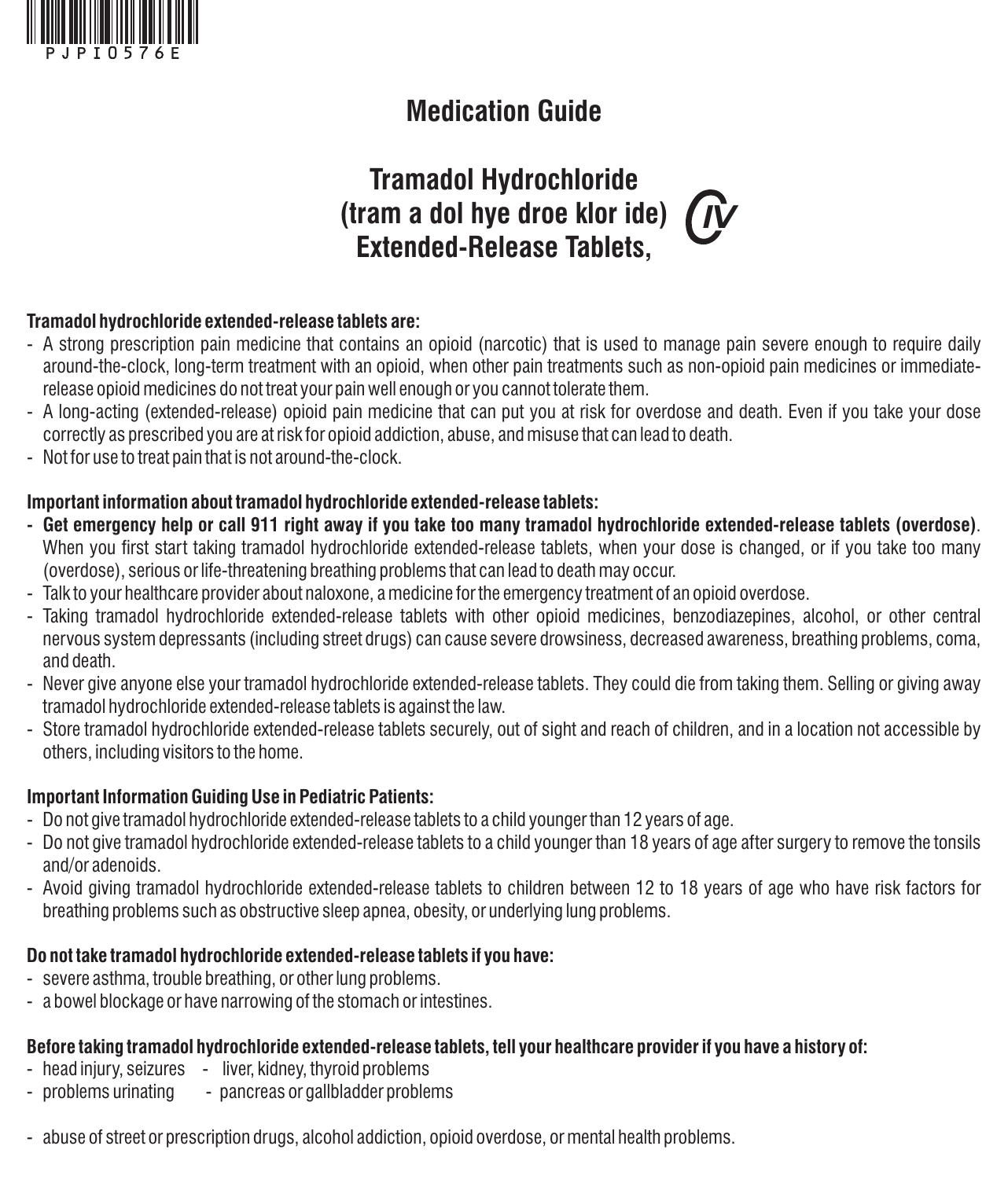PJPI0576E

# Medication Guide

## Tramadol Hydrochloride (tram a dol hye droe klor ide) Extended-Release Tablets, CIV

**Tramadol hydrochloride extended-release tablets are:**

- A strong prescription pain medicine that contains an opioid (narcotic) that is used to manage pain severe enough to require daily around-the-clock, long-term treatment with an opioid, when other pain treatments such as non-opioid pain medicines or immediate-release opioid medicines do not treat your pain well enough or you cannot tolerate them.
- A long-acting (extended-release) opioid pain medicine that can put you at risk for overdose and death. Even if you take your dose correctly as prescribed you are at risk for opioid addiction, abuse, and misuse that can lead to death.
- Not for use to treat pain that is not around-the-clock.

**Important information about tramadol hydrochloride extended-release tablets:**

- **Get emergency help or call 911 right away if you take too many tramadol hydrochloride extended-release tablets (overdose)**. When you first start taking tramadol hydrochloride extended-release tablets, when your dose is changed, or if you take too many (overdose), serious or life-threatening breathing problems that can lead to death may occur.
- Talk to your healthcare provider about naloxone, a medicine for the emergency treatment of an opioid overdose.
- Taking tramadol hydrochloride extended-release tablets with other opioid medicines, benzodiazepines, alcohol, or other central nervous system depressants (including street drugs) can cause severe drowsiness, decreased awareness, breathing problems, coma, and death.
- Never give anyone else your tramadol hydrochloride extended-release tablets. They could die from taking them. Selling or giving away tramadol hydrochloride extended-release tablets is against the law.
- Store tramadol hydrochloride extended-release tablets securely, out of sight and reach of children, and in a location not accessible by others, including visitors to the home.

**Important Information Guiding Use in Pediatric Patients:**

- Do not give tramadol hydrochloride extended-release tablets to a child younger than 12 years of age.
- Do not give tramadol hydrochloride extended-release tablets to a child younger than 18 years of age after surgery to remove the tonsils and/or adenoids.
- Avoid giving tramadol hydrochloride extended-release tablets to children between 12 to 18 years of age who have risk factors for breathing problems such as obstructive sleep apnea, obesity, or underlying lung problems.

**Do not take tramadol hydrochloride extended-release tablets if you have:**

- severe asthma, trouble breathing, or other lung problems.
- a bowel blockage or have narrowing of the stomach or intestines.

**Before taking tramadol hydrochloride extended-release tablets, tell your healthcare provider if you have a history of:**

- head injury, seizures
- liver, kidney, thyroid problems
- problems urinating
- pancreas or gallbladder problems
- abuse of street or prescription drugs, alcohol addiction, opioid overdose, or mental health problems.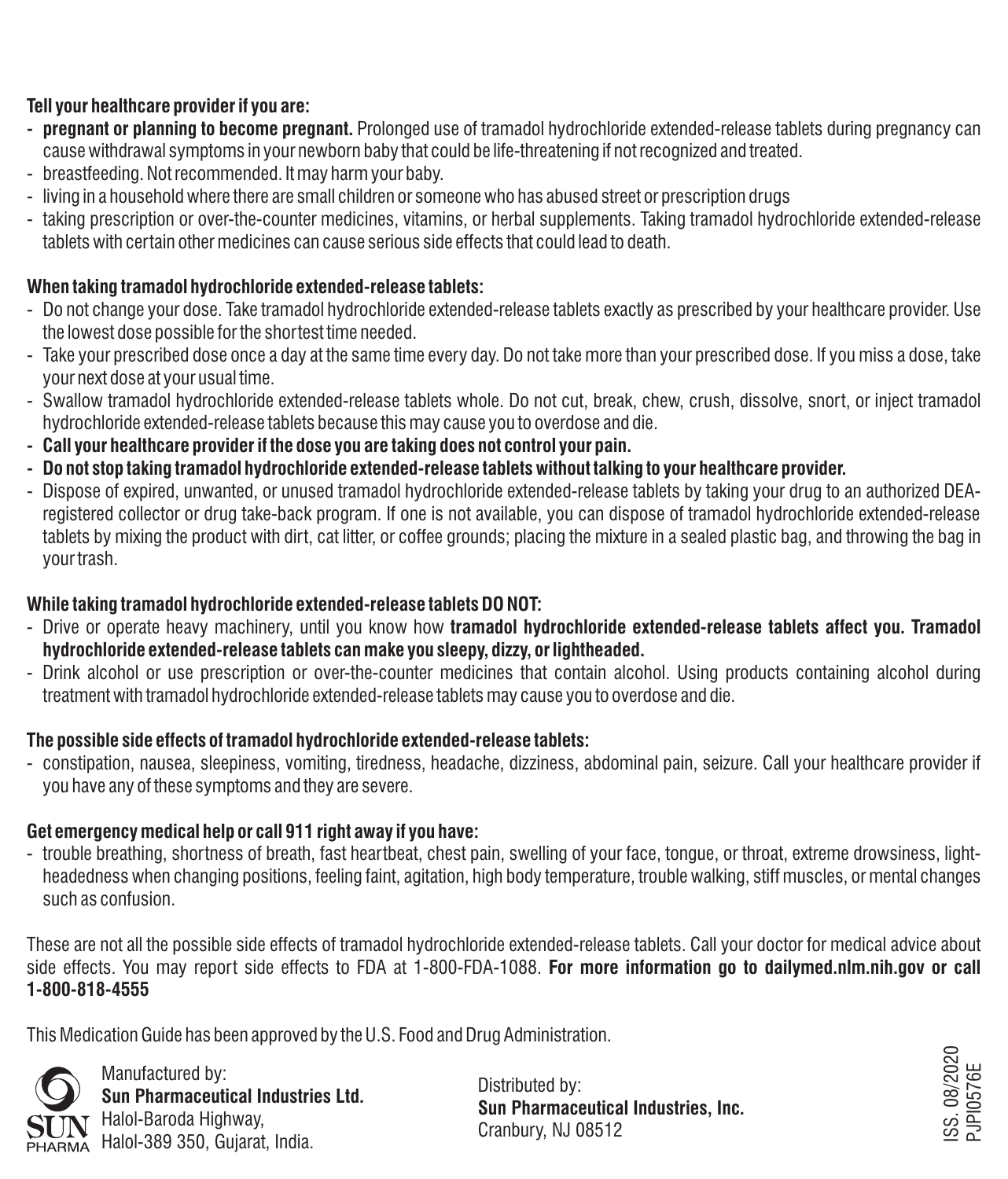**Tell your healthcare provider if you are:**

- **pregnant or planning to become pregnant.** Prolonged use of tramadol hydrochloride extended-release tablets during pregnancy can cause withdrawal symptoms in your newborn baby that could be life-threatening if not recognized and treated.
- breastfeeding. Not recommended. It may harm your baby.
- living in a household where there are small children or someone who has abused street or prescription drugs
- taking prescription or over-the-counter medicines, vitamins, or herbal supplements. Taking tramadol hydrochloride extended-release tablets with certain other medicines can cause serious side effects that could lead to death.

**When taking tramadol hydrochloride extended-release tablets:**

- Do not change your dose. Take tramadol hydrochloride extended-release tablets exactly as prescribed by your healthcare provider. Use the lowest dose possible for the shortest time needed.
- Take your prescribed dose once a day at the same time every day. Do not take more than your prescribed dose. If you miss a dose, take your next dose at your usual time.
- Swallow tramadol hydrochloride extended-release tablets whole. Do not cut, break, chew, crush, dissolve, snort, or inject tramadol hydrochloride extended-release tablets because this may cause you to overdose and die.
- **Call your healthcare provider if the dose you are taking does not control your pain.**
- **Do not stop taking tramadol hydrochloride extended-release tablets without talking to your healthcare provider.**
- Dispose of expired, unwanted, or unused tramadol hydrochloride extended-release tablets by taking your drug to an authorized DEA-registered collector or drug take-back program. If one is not available, you can dispose of tramadol hydrochloride extended-release tablets by mixing the product with dirt, cat litter, or coffee grounds; placing the mixture in a sealed plastic bag, and throwing the bag in your trash.

**While taking tramadol hydrochloride extended-release tablets DO NOT:**

- Drive or operate heavy machinery, until you know how **tramadol hydrochloride extended-release tablets affect you. Tramadol hydrochloride extended-release tablets can make you sleepy, dizzy, or lightheaded.**
- Drink alcohol or use prescription or over-the-counter medicines that contain alcohol. Using products containing alcohol during treatment with tramadol hydrochloride extended-release tablets may cause you to overdose and die.

**The possible side effects of tramadol hydrochloride extended-release tablets:**

- constipation, nausea, sleepiness, vomiting, tiredness, headache, dizziness, abdominal pain, seizure. Call your healthcare provider if you have any of these symptoms and they are severe.

**Get emergency medical help or call 911 right away if you have:**

- trouble breathing, shortness of breath, fast heartbeat, chest pain, swelling of your face, tongue, or throat, extreme drowsiness, light-headedness when changing positions, feeling faint, agitation, high body temperature, trouble walking, stiff muscles, or mental changes such as confusion.

These are not all the possible side effects of tramadol hydrochloride extended-release tablets. Call your doctor for medical advice about side effects. You may report side effects to FDA at 1-800-FDA-1088. **For more information go to dailymed.nlm.nih.gov or call 1-800-818-4555**

This Medication Guide has been approved by the U.S. Food and Drug Administration.

Manufactured by:
**Sun Pharmaceutical Industries Ltd.**
Halol-Baroda Highway,
Halol-389 350, Gujarat, India.

Distributed by:
**Sun Pharmaceutical Industries, Inc.**
Cranbury, NJ 08512

ISS. 08/2020
PJPI0576E